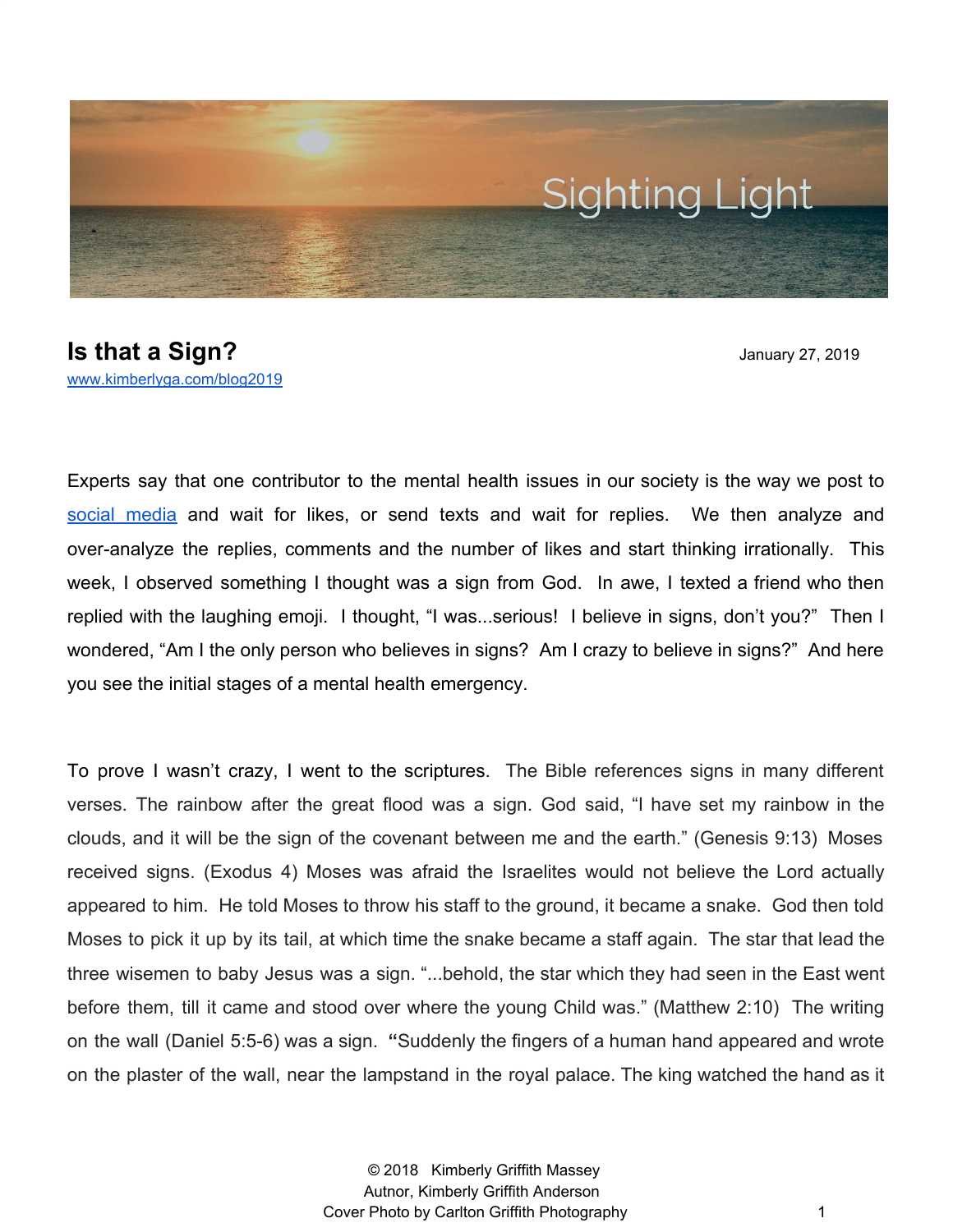Sighting Light

# Is that a Sign?

January 27, 2019

[www.kimberlyga.com/blog2019](www.kimberlyga.com/blog2019)

Experts say that one contributor to the mental health issues in our society is the way we post to [social media](social media) and wait for likes, or send texts and wait for replies. We then analyze and over-analyze the replies, comments and the number of likes and start thinking irrationally. This week, I observed something I thought was a sign from God. In awe, I texted a friend who then replied with the laughing emoji. I thought, "I was...serious! I believe in signs, don't you?" Then I wondered, "Am I the only person who believes in signs? Am I crazy to believe in signs?" And here you see the initial stages of a mental health emergency.

To prove I wasn't crazy, I went to the scriptures. The Bible references signs in many different verses. The rainbow after the great flood was a sign. God said, "I have set my rainbow in the clouds, and it will be the sign of the covenant between me and the earth." (Genesis 9:13) Moses received signs. (Exodus 4) Moses was afraid the Israelites would not believe the Lord actually appeared to him. He told Moses to throw his staff to the ground, it became a snake. God then told Moses to pick it up by its tail, at which time the snake became a staff again. The star that lead the three wisemen to baby Jesus was a sign. "...behold, the star which they had seen in the East went before them, till it came and stood over where the young Child was." (Matthew 2:10) The writing on the wall (Daniel 5:5-6) was a sign. **"**Suddenly the fingers of a human hand appeared and wrote on the plaster of the wall, near the lampstand in the royal palace. The king watched the hand as it

© 2018 Kimberly Griffith Massey
Autnor, Kimberly Griffith Anderson
Cover Photo by Carlton Griffith Photography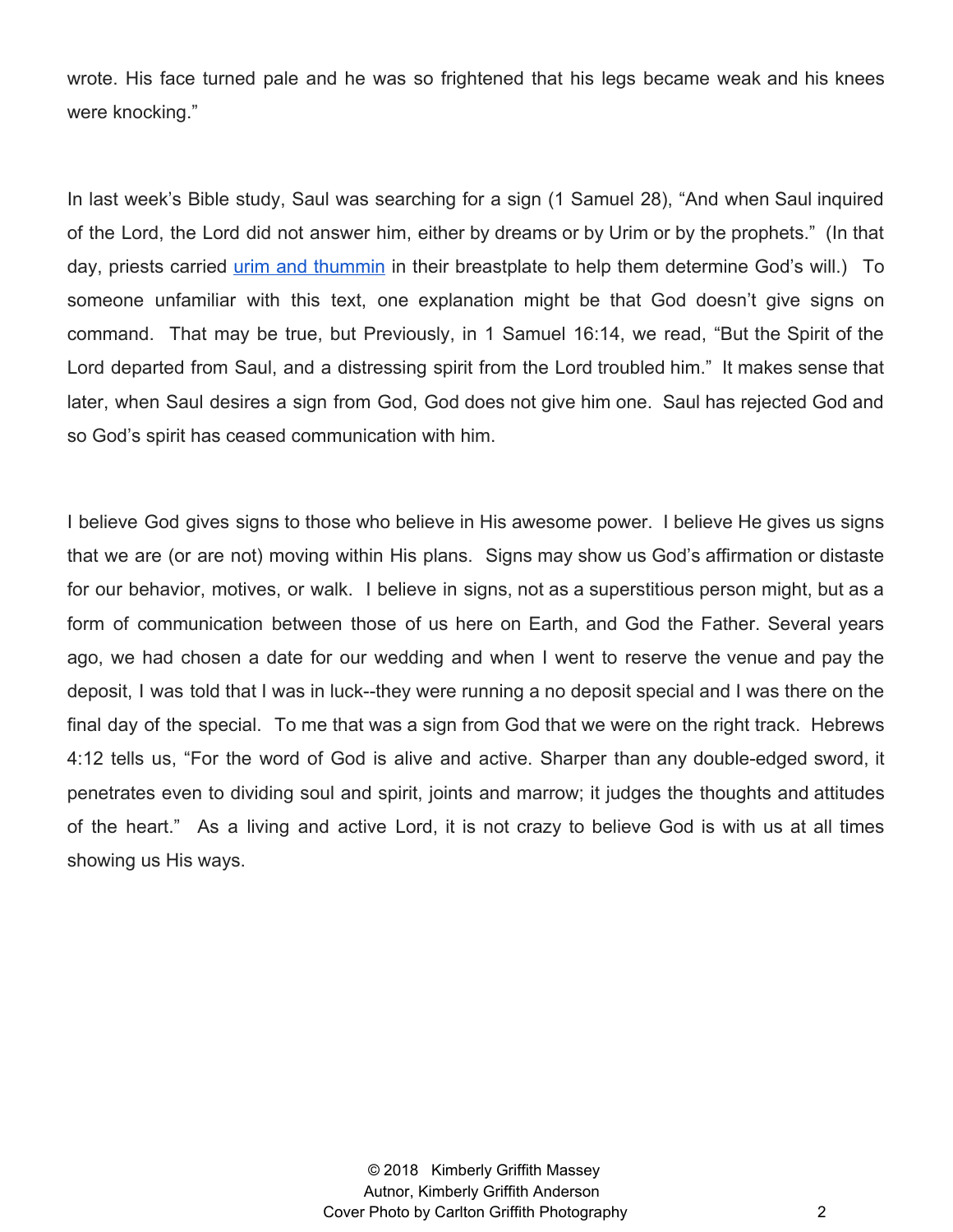wrote. His face turned pale and he was so frightened that his legs became weak and his knees were knocking."

In last week's Bible study, Saul was searching for a sign (1 Samuel 28), "And when Saul inquired of the Lord, the Lord did not answer him, either by dreams or by Urim or by the prophets." (In that day, priests carried urim and thummin in their breastplate to help them determine God's will.) To someone unfamiliar with this text, one explanation might be that God doesn't give signs on command. That may be true, but Previously, in 1 Samuel 16:14, we read, "But the Spirit of the Lord departed from Saul, and a distressing spirit from the Lord troubled him." It makes sense that later, when Saul desires a sign from God, God does not give him one. Saul has rejected God and so God's spirit has ceased communication with him.

I believe God gives signs to those who believe in His awesome power. I believe He gives us signs that we are (or are not) moving within His plans. Signs may show us God's affirmation or distaste for our behavior, motives, or walk. I believe in signs, not as a superstitious person might, but as a form of communication between those of us here on Earth, and God the Father. Several years ago, we had chosen a date for our wedding and when I went to reserve the venue and pay the deposit, I was told that I was in luck--they were running a no deposit special and I was there on the final day of the special. To me that was a sign from God that we were on the right track. Hebrews 4:12 tells us, "For the word of God is alive and active. Sharper than any double-edged sword, it penetrates even to dividing soul and spirit, joints and marrow; it judges the thoughts and attitudes of the heart." As a living and active Lord, it is not crazy to believe God is with us at all times showing us His ways.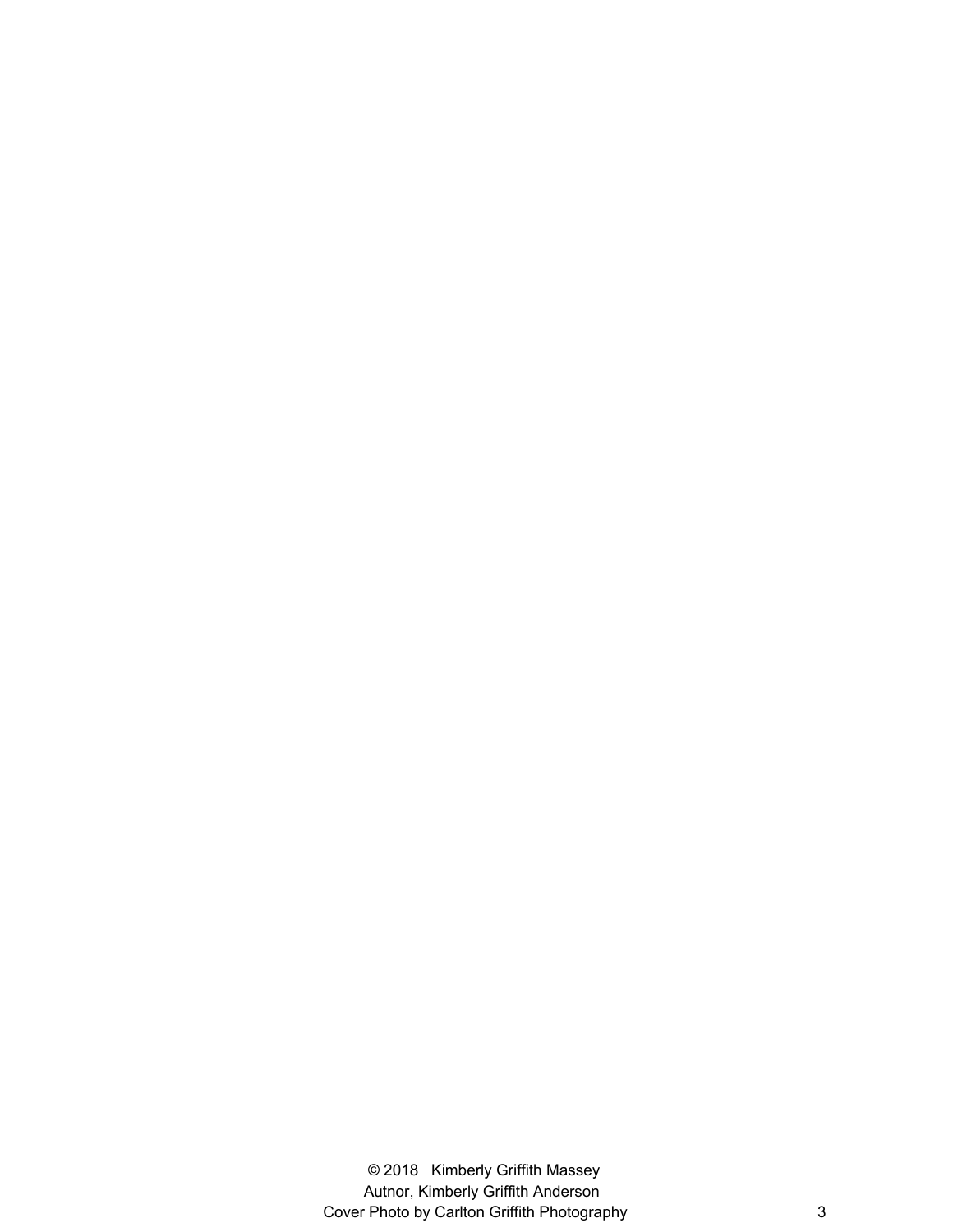© 2018 Kimberly Griffith Massey
Autnor, Kimberly Griffith Anderson
Cover Photo by Carlton Griffith Photography